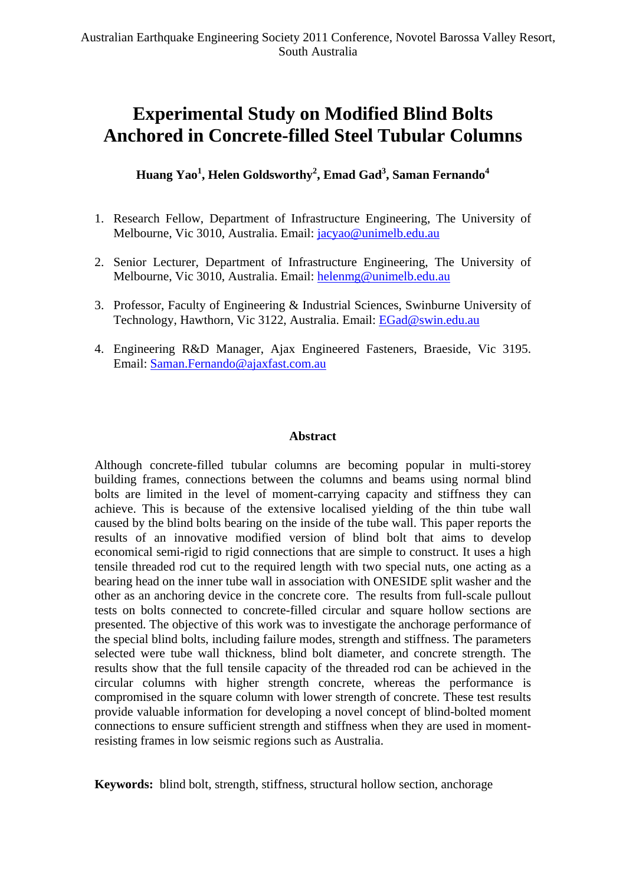Australian Earthquake Engineering Society 2011 Conference, Novotel Barossa Valley Resort, South Australia

# Experimental Study on Modified Blind Bolts Anchored in Concrete-filled Steel Tubular Columns

**Huang Yao[1], Helen Goldsworthy[2], Emad Gad[3], Saman Fernando[4]**

1. Research Fellow, Department of Infrastructure Engineering, The University of Melbourne, Vic 3010, Australia. Email: jacyao@unimelb.edu.au

2. Senior Lecturer, Department of Infrastructure Engineering, The University of Melbourne, Vic 3010, Australia. Email: helenmg@unimelb.edu.au

3. Professor, Faculty of Engineering & Industrial Sciences, Swinburne University of Technology, Hawthorn, Vic 3122, Australia. Email: EGad@swin.edu.au

4. Engineering R&D Manager, Ajax Engineered Fasteners, Braeside, Vic 3195. Email: Saman.Fernando@ajaxfast.com.au

## Abstract

Although concrete-filled tubular columns are becoming popular in multi-storey building frames, connections between the columns and beams using normal blind bolts are limited in the level of moment-carrying capacity and stiffness they can achieve. This is because of the extensive localised yielding of the thin tube wall caused by the blind bolts bearing on the inside of the tube wall. This paper reports the results of an innovative modified version of blind bolt that aims to develop economical semi-rigid to rigid connections that are simple to construct. It uses a high tensile threaded rod cut to the required length with two special nuts, one acting as a bearing head on the inner tube wall in association with ONESIDE split washer and the other as an anchoring device in the concrete core. The results from full-scale pullout tests on bolts connected to concrete-filled circular and square hollow sections are presented. The objective of this work was to investigate the anchorage performance of the special blind bolts, including failure modes, strength and stiffness. The parameters selected were tube wall thickness, blind bolt diameter, and concrete strength. The results show that the full tensile capacity of the threaded rod can be achieved in the circular columns with higher strength concrete, whereas the performance is compromised in the square column with lower strength of concrete. These test results provide valuable information for developing a novel concept of blind-bolted moment connections to ensure sufficient strength and stiffness when they are used in moment-resisting frames in low seismic regions such as Australia.

**Keywords:** blind bolt, strength, stiffness, structural hollow section, anchorage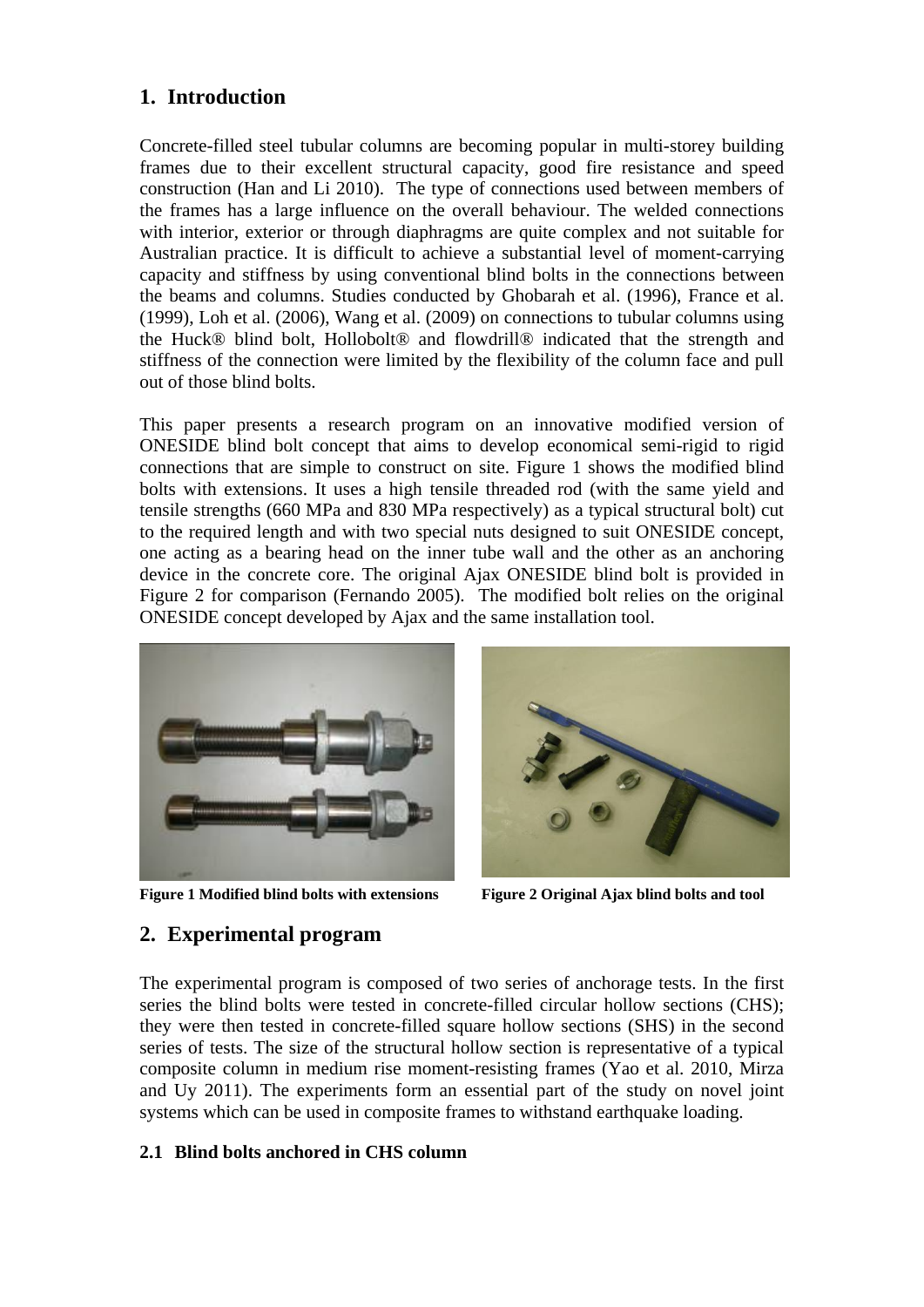## 1. Introduction

Concrete-filled steel tubular columns are becoming popular in multi-storey building frames due to their excellent structural capacity, good fire resistance and speed construction (Han and Li 2010). The type of connections used between members of the frames has a large influence on the overall behaviour. The welded connections with interior, exterior or through diaphragms are quite complex and not suitable for Australian practice. It is difficult to achieve a substantial level of moment-carrying capacity and stiffness by using conventional blind bolts in the connections between the beams and columns. Studies conducted by Ghobarah et al. (1996), France et al. (1999), Loh et al. (2006), Wang et al. (2009) on connections to tubular columns using the Huck® blind bolt, Hollobolt® and flowdrill® indicated that the strength and stiffness of the connection were limited by the flexibility of the column face and pull out of those blind bolts.

This paper presents a research program on an innovative modified version of ONESIDE blind bolt concept that aims to develop economical semi-rigid to rigid connections that are simple to construct on site. Figure 1 shows the modified blind bolts with extensions. It uses a high tensile threaded rod (with the same yield and tensile strengths (660 MPa and 830 MPa respectively) as a typical structural bolt) cut to the required length and with two special nuts designed to suit ONESIDE concept, one acting as a bearing head on the inner tube wall and the other as an anchoring device in the concrete core. The original Ajax ONESIDE blind bolt is provided in Figure 2 for comparison (Fernando 2005). The modified bolt relies on the original ONESIDE concept developed by Ajax and the same installation tool.

**Figure 1 Modified blind bolts with extensions**

**Figure 2 Original Ajax blind bolts and tool**

## 2. Experimental program

The experimental program is composed of two series of anchorage tests. In the first series the blind bolts were tested in concrete-filled circular hollow sections (CHS); they were then tested in concrete-filled square hollow sections (SHS) in the second series of tests. The size of the structural hollow section is representative of a typical composite column in medium rise moment-resisting frames (Yao et al. 2010, Mirza and Uy 2011). The experiments form an essential part of the study on novel joint systems which can be used in composite frames to withstand earthquake loading.

### 2.1 Blind bolts anchored in CHS column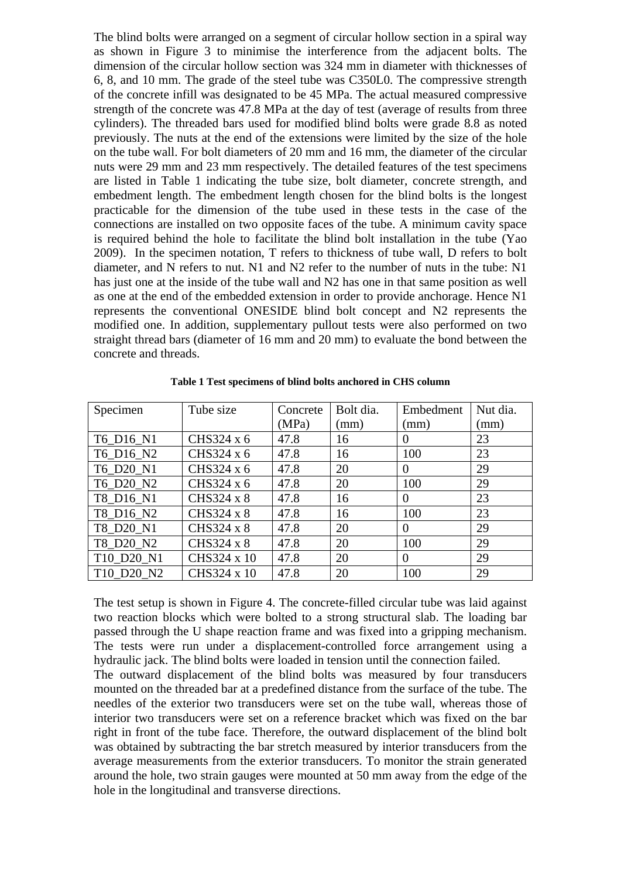The blind bolts were arranged on a segment of circular hollow section in a spiral way as shown in Figure 3 to minimise the interference from the adjacent bolts. The dimension of the circular hollow section was 324 mm in diameter with thicknesses of 6, 8, and 10 mm. The grade of the steel tube was C350L0. The compressive strength of the concrete infill was designated to be 45 MPa. The actual measured compressive strength of the concrete was 47.8 MPa at the day of test (average of results from three cylinders). The threaded bars used for modified blind bolts were grade 8.8 as noted previously. The nuts at the end of the extensions were limited by the size of the hole on the tube wall. For bolt diameters of 20 mm and 16 mm, the diameter of the circular nuts were 29 mm and 23 mm respectively. The detailed features of the test specimens are listed in Table 1 indicating the tube size, bolt diameter, concrete strength, and embedment length. The embedment length chosen for the blind bolts is the longest practicable for the dimension of the tube used in these tests in the case of the connections are installed on two opposite faces of the tube. A minimum cavity space is required behind the hole to facilitate the blind bolt installation in the tube (Yao 2009). In the specimen notation, T refers to thickness of tube wall, D refers to bolt diameter, and N refers to nut. N1 and N2 refer to the number of nuts in the tube: N1 has just one at the inside of the tube wall and N2 has one in that same position as well as one at the end of the embedded extension in order to provide anchorage. Hence N1 represents the conventional ONESIDE blind bolt concept and N2 represents the modified one. In addition, supplementary pullout tests were also performed on two straight thread bars (diameter of 16 mm and 20 mm) to evaluate the bond between the concrete and threads.

**Table 1 Test specimens of blind bolts anchored in CHS column**

| Specimen | Tube size | Concrete (MPa) | Bolt dia. (mm) | Embedment (mm) | Nut dia. (mm) |
|---|---|---|---|---|---|
| T6_D16_N1 | CHS324 x 6 | 47.8 | 16 | 0 | 23 |
| T6_D16_N2 | CHS324 x 6 | 47.8 | 16 | 100 | 23 |
| T6_D20_N1 | CHS324 x 6 | 47.8 | 20 | 0 | 29 |
| T6_D20_N2 | CHS324 x 6 | 47.8 | 20 | 100 | 29 |
| T8_D16_N1 | CHS324 x 8 | 47.8 | 16 | 0 | 23 |
| T8_D16_N2 | CHS324 x 8 | 47.8 | 16 | 100 | 23 |
| T8_D20_N1 | CHS324 x 8 | 47.8 | 20 | 0 | 29 |
| T8_D20_N2 | CHS324 x 8 | 47.8 | 20 | 100 | 29 |
| T10_D20_N1 | CHS324 x 10 | 47.8 | 20 | 0 | 29 |
| T10_D20_N2 | CHS324 x 10 | 47.8 | 20 | 100 | 29 |

The test setup is shown in Figure 4. The concrete-filled circular tube was laid against two reaction blocks which were bolted to a strong structural slab. The loading bar passed through the U shape reaction frame and was fixed into a gripping mechanism. The tests were run under a displacement-controlled force arrangement using a hydraulic jack. The blind bolts were loaded in tension until the connection failed.

The outward displacement of the blind bolts was measured by four transducers mounted on the threaded bar at a predefined distance from the surface of the tube. The needles of the exterior two transducers were set on the tube wall, whereas those of interior two transducers were set on a reference bracket which was fixed on the bar right in front of the tube face. Therefore, the outward displacement of the blind bolt was obtained by subtracting the bar stretch measured by interior transducers from the average measurements from the exterior transducers. To monitor the strain generated around the hole, two strain gauges were mounted at 50 mm away from the edge of the hole in the longitudinal and transverse directions.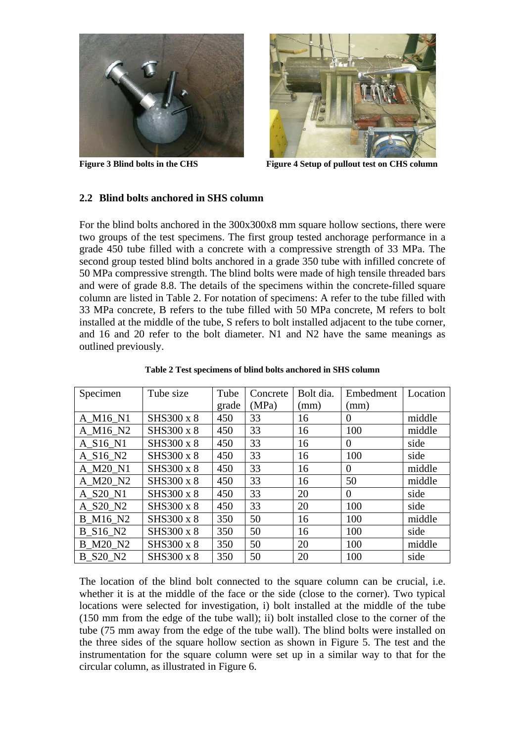Figure 3 Blind bolts in the CHS

Figure 4 Setup of pullout test on CHS column

## 2.2 Blind bolts anchored in SHS column

For the blind bolts anchored in the 300x300x8 mm square hollow sections, there were two groups of the test specimens. The first group tested anchorage performance in a grade 450 tube filled with a concrete with a compressive strength of 33 MPa. The second group tested blind bolts anchored in a grade 350 tube with infilled concrete of 50 MPa compressive strength. The blind bolts were made of high tensile threaded bars and were of grade 8.8. The details of the specimens within the concrete-filled square column are listed in Table 2. For notation of specimens: A refer to the tube filled with 33 MPa concrete, B refers to the tube filled with 50 MPa concrete, M refers to bolt installed at the middle of the tube, S refers to bolt installed adjacent to the tube corner, and 16 and 20 refer to the bolt diameter. N1 and N2 have the same meanings as outlined previously.

**Table 2 Test specimens of blind bolts anchored in SHS column**

| Specimen | Tube size | Tube grade | Concrete (MPa) | Bolt dia. (mm) | Embedment (mm) | Location |
|---|---|---|---|---|---|---|
| A_M16_N1 | SHS300 x 8 | 450 | 33 | 16 | 0 | middle |
| A_M16_N2 | SHS300 x 8 | 450 | 33 | 16 | 100 | middle |
| A_S16_N1 | SHS300 x 8 | 450 | 33 | 16 | 0 | side |
| A_S16_N2 | SHS300 x 8 | 450 | 33 | 16 | 100 | side |
| A_M20_N1 | SHS300 x 8 | 450 | 33 | 16 | 0 | middle |
| A_M20_N2 | SHS300 x 8 | 450 | 33 | 16 | 50 | middle |
| A_S20_N1 | SHS300 x 8 | 450 | 33 | 20 | 0 | side |
| A_S20_N2 | SHS300 x 8 | 450 | 33 | 20 | 100 | side |
| B_M16_N2 | SHS300 x 8 | 350 | 50 | 16 | 100 | middle |
| B_S16_N2 | SHS300 x 8 | 350 | 50 | 16 | 100 | side |
| B_M20_N2 | SHS300 x 8 | 350 | 50 | 20 | 100 | middle |
| B_S20_N2 | SHS300 x 8 | 350 | 50 | 20 | 100 | side |

The location of the blind bolt connected to the square column can be crucial, i.e. whether it is at the middle of the face or the side (close to the corner). Two typical locations were selected for investigation, i) bolt installed at the middle of the tube (150 mm from the edge of the tube wall); ii) bolt installed close to the corner of the tube (75 mm away from the edge of the tube wall). The blind bolts were installed on the three sides of the square hollow section as shown in Figure 5. The test and the instrumentation for the square column were set up in a similar way to that for the circular column, as illustrated in Figure 6.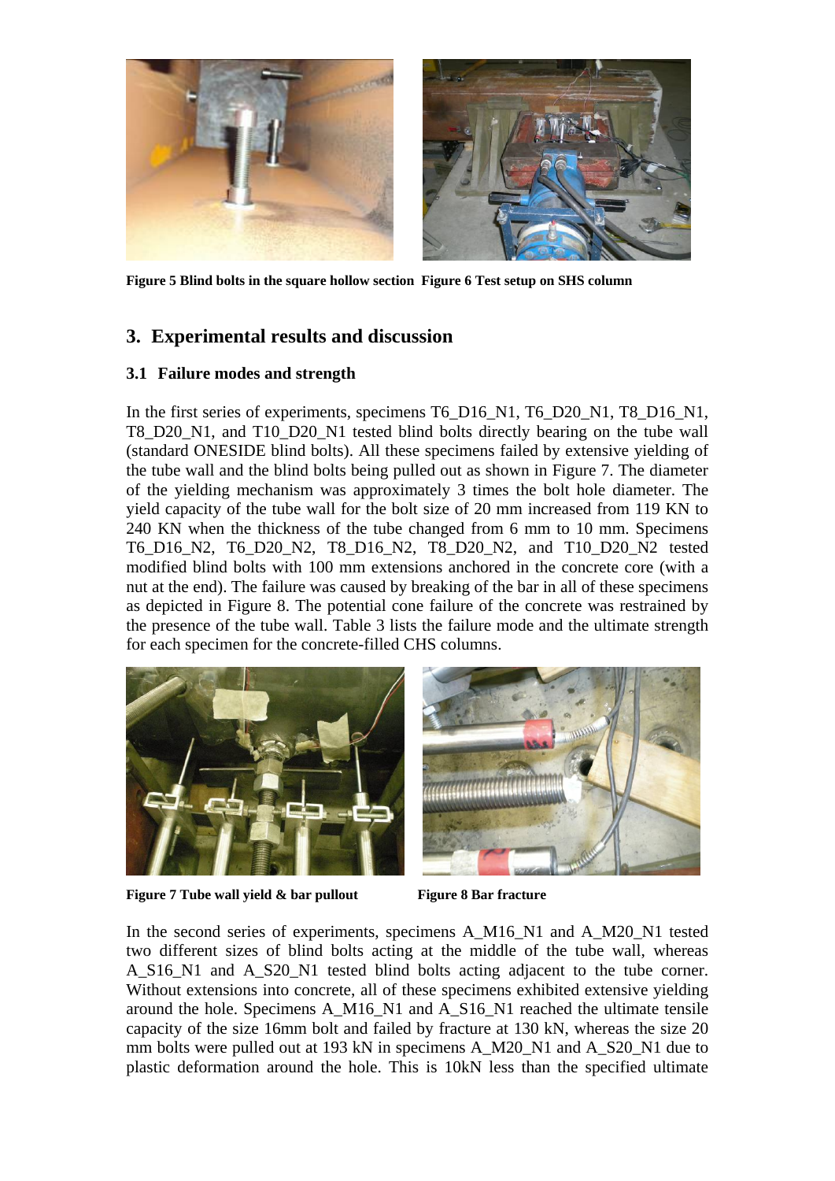**Figure 5 Blind bolts in the square hollow section** **Figure 6 Test setup on SHS column**

## 3. Experimental results and discussion

### 3.1 Failure modes and strength

In the first series of experiments, specimens T6_D16_N1, T6_D20_N1, T8_D16_N1, T8_D20_N1, and T10_D20_N1 tested blind bolts directly bearing on the tube wall (standard ONESIDE blind bolts). All these specimens failed by extensive yielding of the tube wall and the blind bolts being pulled out as shown in Figure 7. The diameter of the yielding mechanism was approximately 3 times the bolt hole diameter. The yield capacity of the tube wall for the bolt size of 20 mm increased from 119 KN to 240 KN when the thickness of the tube changed from 6 mm to 10 mm. Specimens T6_D16_N2, T6_D20_N2, T8_D16_N2, T8_D20_N2, and T10_D20_N2 tested modified blind bolts with 100 mm extensions anchored in the concrete core (with a nut at the end). The failure was caused by breaking of the bar in all of these specimens as depicted in Figure 8. The potential cone failure of the concrete was restrained by the presence of the tube wall. Table 3 lists the failure mode and the ultimate strength for each specimen for the concrete-filled CHS columns.

**Figure 7 Tube wall yield & bar pullout** **Figure 8 Bar fracture**

In the second series of experiments, specimens A_M16_N1 and A_M20_N1 tested two different sizes of blind bolts acting at the middle of the tube wall, whereas A_S16_N1 and A_S20_N1 tested blind bolts acting adjacent to the tube corner. Without extensions into concrete, all of these specimens exhibited extensive yielding around the hole. Specimens A_M16_N1 and A_S16_N1 reached the ultimate tensile capacity of the size 16mm bolt and failed by fracture at 130 kN, whereas the size 20 mm bolts were pulled out at 193 kN in specimens A_M20_N1 and A_S20_N1 due to plastic deformation around the hole. This is 10kN less than the specified ultimate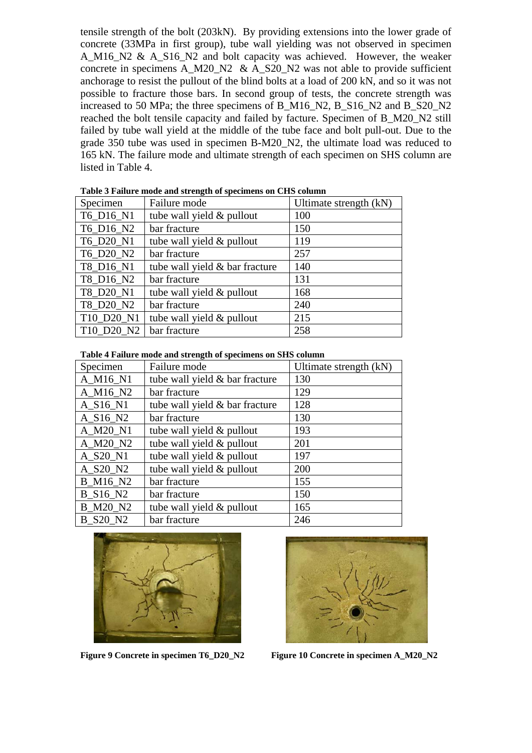tensile strength of the bolt (203kN). By providing extensions into the lower grade of concrete (33MPa in first group), tube wall yielding was not observed in specimen A_M16_N2 & A_S16_N2 and bolt capacity was achieved. However, the weaker concrete in specimens A_M20_N2 & A_S20_N2 was not able to provide sufficient anchorage to resist the pullout of the blind bolts at a load of 200 kN, and so it was not possible to fracture those bars. In second group of tests, the concrete strength was increased to 50 MPa; the three specimens of B_M16_N2, B_S16_N2 and B_S20_N2 reached the bolt tensile capacity and failed by facture. Specimen of B_M20_N2 still failed by tube wall yield at the middle of the tube face and bolt pull-out. Due to the grade 350 tube was used in specimen B-M20_N2, the ultimate load was reduced to 165 kN. The failure mode and ultimate strength of each specimen on SHS column are listed in Table 4.

**Table 3 Failure mode and strength of specimens on CHS column**

| Specimen | Failure mode | Ultimate strength (kN) |
|---|---|---|
| T6_D16_N1 | tube wall yield & pullout | 100 |
| T6_D16_N2 | bar fracture | 150 |
| T6_D20_N1 | tube wall yield & pullout | 119 |
| T6_D20_N2 | bar fracture | 257 |
| T8_D16_N1 | tube wall yield & bar fracture | 140 |
| T8_D16_N2 | bar fracture | 131 |
| T8_D20_N1 | tube wall yield & pullout | 168 |
| T8_D20_N2 | bar fracture | 240 |
| T10_D20_N1 | tube wall yield & pullout | 215 |
| T10_D20_N2 | bar fracture | 258 |

**Table 4 Failure mode and strength of specimens on SHS column**

| Specimen | Failure mode | Ultimate strength (kN) |
|---|---|---|
| A_M16_N1 | tube wall yield & bar fracture | 130 |
| A_M16_N2 | bar fracture | 129 |
| A_S16_N1 | tube wall yield & bar fracture | 128 |
| A_S16_N2 | bar fracture | 130 |
| A_M20_N1 | tube wall yield & pullout | 193 |
| A_M20_N2 | tube wall yield & pullout | 201 |
| A_S20_N1 | tube wall yield & pullout | 197 |
| A_S20_N2 | tube wall yield & pullout | 200 |
| B_M16_N2 | bar fracture | 155 |
| B_S16_N2 | bar fracture | 150 |
| B_M20_N2 | tube wall yield & pullout | 165 |
| B_S20_N2 | bar fracture | 246 |

**Figure 9 Concrete in specimen T6_D20_N2**

**Figure 10 Concrete in specimen A_M20_N2**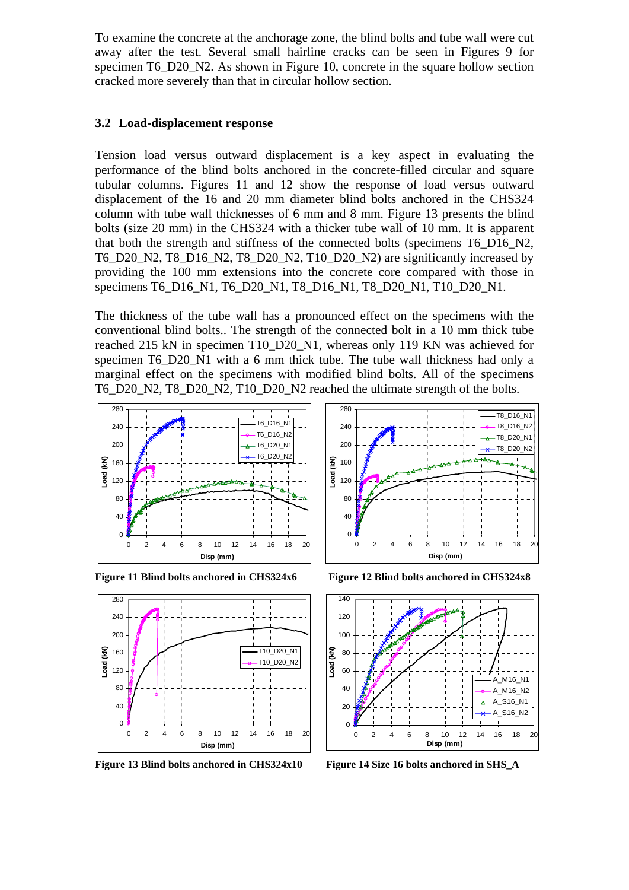To examine the concrete at the anchorage zone, the blind bolts and tube wall were cut away after the test. Several small hairline cracks can be seen in Figures 9 for specimen T6_D20_N2. As shown in Figure 10, concrete in the square hollow section cracked more severely than that in circular hollow section.

### 3.2 Load-displacement response

Tension load versus outward displacement is a key aspect in evaluating the performance of the blind bolts anchored in the concrete-filled circular and square tubular columns. Figures 11 and 12 show the response of load versus outward displacement of the 16 and 20 mm diameter blind bolts anchored in the CHS324 column with tube wall thicknesses of 6 mm and 8 mm. Figure 13 presents the blind bolts (size 20 mm) in the CHS324 with a thicker tube wall of 10 mm. It is apparent that both the strength and stiffness of the connected bolts (specimens T6_D16_N2, T6_D20_N2, T8_D16_N2, T8_D20_N2, T10_D20_N2) are significantly increased by providing the 100 mm extensions into the concrete core compared with those in specimens T6_D16_N1, T6_D20_N1, T8_D16_N1, T8_D20_N1, T10_D20_N1.

The thickness of the tube wall has a pronounced effect on the specimens with the conventional blind bolts.. The strength of the connected bolt in a 10 mm thick tube reached 215 kN in specimen T10_D20_N1, whereas only 119 KN was achieved for specimen T6_D20_N1 with a 6 mm thick tube. The tube wall thickness had only a marginal effect on the specimens with modified blind bolts. All of the specimens T6_D20_N2, T8_D20_N2, T10_D20_N2 reached the ultimate strength of the bolts.

**Figure 11 Blind bolts anchored in CHS324x6**

**Figure 12 Blind bolts anchored in CHS324x8**

**Figure 13 Blind bolts anchored in CHS324x10**

**Figure 14 Size 16 bolts anchored in SHS_A**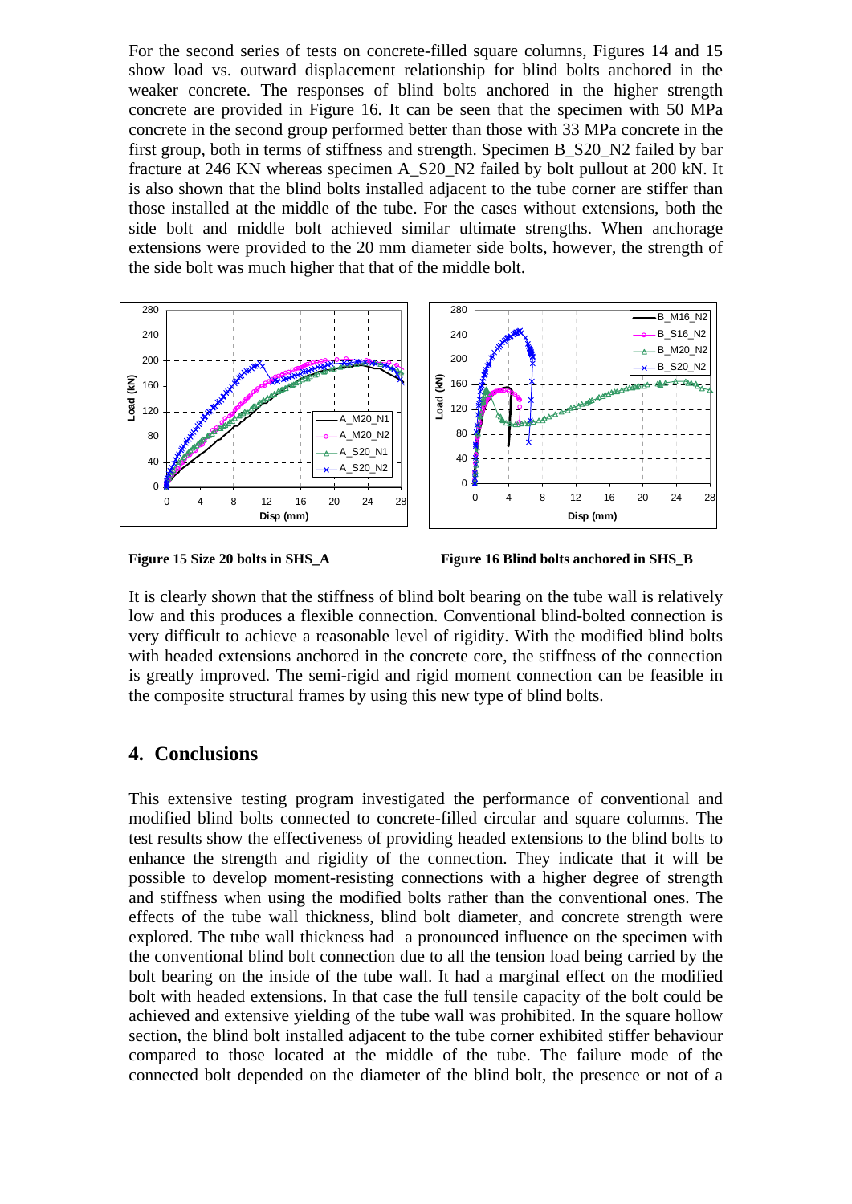For the second series of tests on concrete-filled square columns, Figures 14 and 15 show load vs. outward displacement relationship for blind bolts anchored in the weaker concrete. The responses of blind bolts anchored in the higher strength concrete are provided in Figure 16. It can be seen that the specimen with 50 MPa concrete in the second group performed better than those with 33 MPa concrete in the first group, both in terms of stiffness and strength. Specimen B_S20_N2 failed by bar fracture at 246 KN whereas specimen A_S20_N2 failed by bolt pullout at 200 kN. It is also shown that the blind bolts installed adjacent to the tube corner are stiffer than those installed at the middle of the tube. For the cases without extensions, both the side bolt and middle bolt achieved similar ultimate strengths. When anchorage extensions were provided to the 20 mm diameter side bolts, however, the strength of the side bolt was much higher that that of the middle bolt.

**Figure 15 Size 20 bolts in SHS_A**

**Figure 16 Blind bolts anchored in SHS_B**

It is clearly shown that the stiffness of blind bolt bearing on the tube wall is relatively low and this produces a flexible connection. Conventional blind-bolted connection is very difficult to achieve a reasonable level of rigidity. With the modified blind bolts with headed extensions anchored in the concrete core, the stiffness of the connection is greatly improved. The semi-rigid and rigid moment connection can be feasible in the composite structural frames by using this new type of blind bolts.

## 4. Conclusions

This extensive testing program investigated the performance of conventional and modified blind bolts connected to concrete-filled circular and square columns. The test results show the effectiveness of providing headed extensions to the blind bolts to enhance the strength and rigidity of the connection. They indicate that it will be possible to develop moment-resisting connections with a higher degree of strength and stiffness when using the modified bolts rather than the conventional ones. The effects of the tube wall thickness, blind bolt diameter, and concrete strength were explored. The tube wall thickness had a pronounced influence on the specimen with the conventional blind bolt connection due to all the tension load being carried by the bolt bearing on the inside of the tube wall. It had a marginal effect on the modified bolt with headed extensions. In that case the full tensile capacity of the bolt could be achieved and extensive yielding of the tube wall was prohibited. In the square hollow section, the blind bolt installed adjacent to the tube corner exhibited stiffer behaviour compared to those located at the middle of the tube. The failure mode of the connected bolt depended on the diameter of the blind bolt, the presence or not of a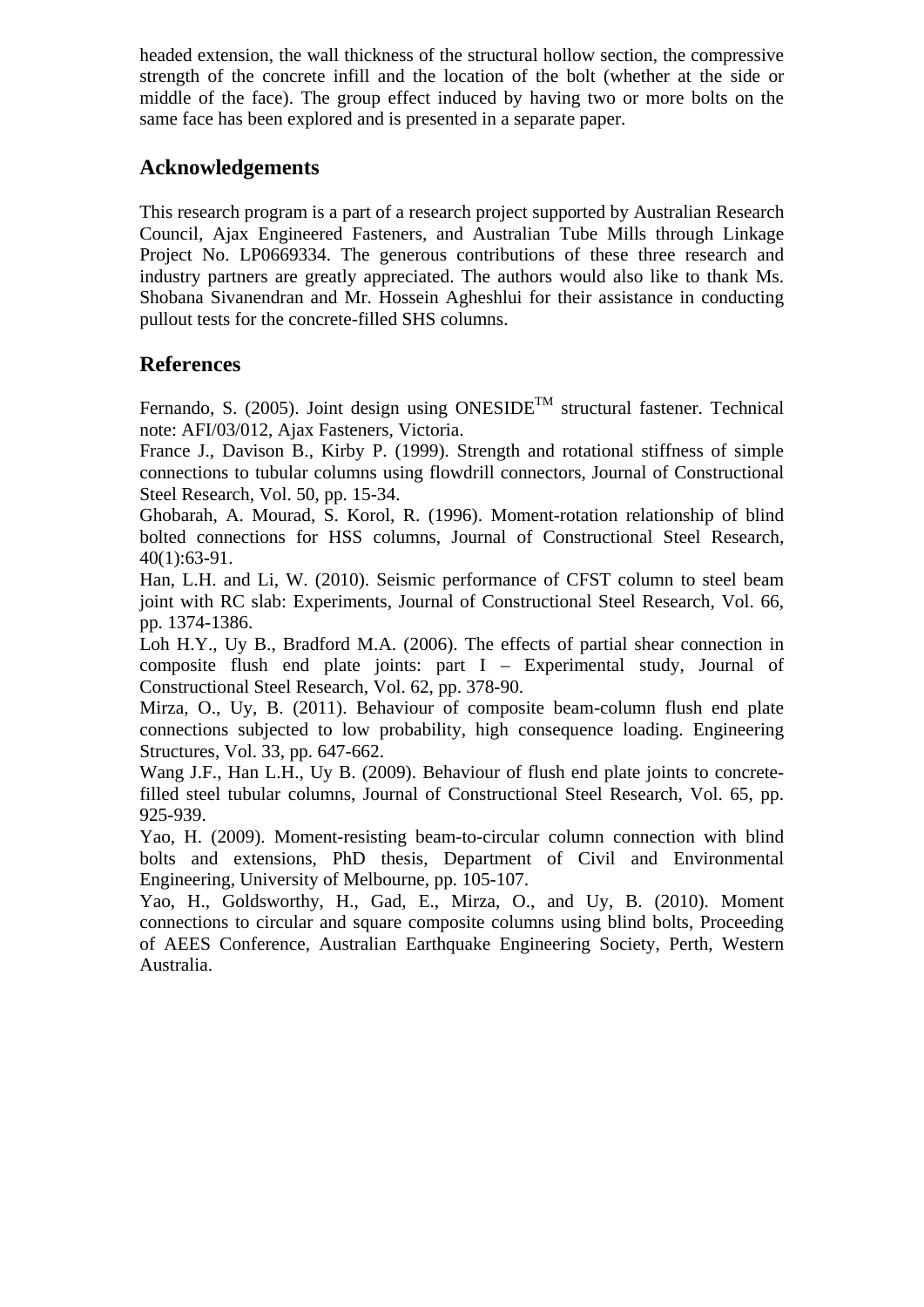headed extension, the wall thickness of the structural hollow section, the compressive strength of the concrete infill and the location of the bolt (whether at the side or middle of the face). The group effect induced by having two or more bolts on the same face has been explored and is presented in a separate paper.

## Acknowledgements

This research program is a part of a research project supported by Australian Research Council, Ajax Engineered Fasteners, and Australian Tube Mills through Linkage Project No. LP0669334. The generous contributions of these three research and industry partners are greatly appreciated. The authors would also like to thank Ms. Shobana Sivanendran and Mr. Hossein Agheshlui for their assistance in conducting pullout tests for the concrete-filled SHS columns.

## References

Fernando, S. (2005). Joint design using ONESIDE$^{TM}$ structural fastener. Technical note: AFI/03/012, Ajax Fasteners, Victoria.

France J., Davison B., Kirby P. (1999). Strength and rotational stiffness of simple connections to tubular columns using flowdrill connectors, Journal of Constructional Steel Research, Vol. 50, pp. 15-34.

Ghobarah, A. Mourad, S. Korol, R. (1996). Moment-rotation relationship of blind bolted connections for HSS columns, Journal of Constructional Steel Research, 40(1):63-91.

Han, L.H. and Li, W. (2010). Seismic performance of CFST column to steel beam joint with RC slab: Experiments, Journal of Constructional Steel Research, Vol. 66, pp. 1374-1386.

Loh H.Y., Uy B., Bradford M.A. (2006). The effects of partial shear connection in composite flush end plate joints: part I – Experimental study, Journal of Constructional Steel Research, Vol. 62, pp. 378-90.

Mirza, O., Uy, B. (2011). Behaviour of composite beam-column flush end plate connections subjected to low probability, high consequence loading. Engineering Structures, Vol. 33, pp. 647-662.

Wang J.F., Han L.H., Uy B. (2009). Behaviour of flush end plate joints to concrete-filled steel tubular columns, Journal of Constructional Steel Research, Vol. 65, pp. 925-939.

Yao, H. (2009). Moment-resisting beam-to-circular column connection with blind bolts and extensions, PhD thesis, Department of Civil and Environmental Engineering, University of Melbourne, pp. 105-107.

Yao, H., Goldsworthy, H., Gad, E., Mirza, O., and Uy, B. (2010). Moment connections to circular and square composite columns using blind bolts, Proceeding of AEES Conference, Australian Earthquake Engineering Society, Perth, Western Australia.